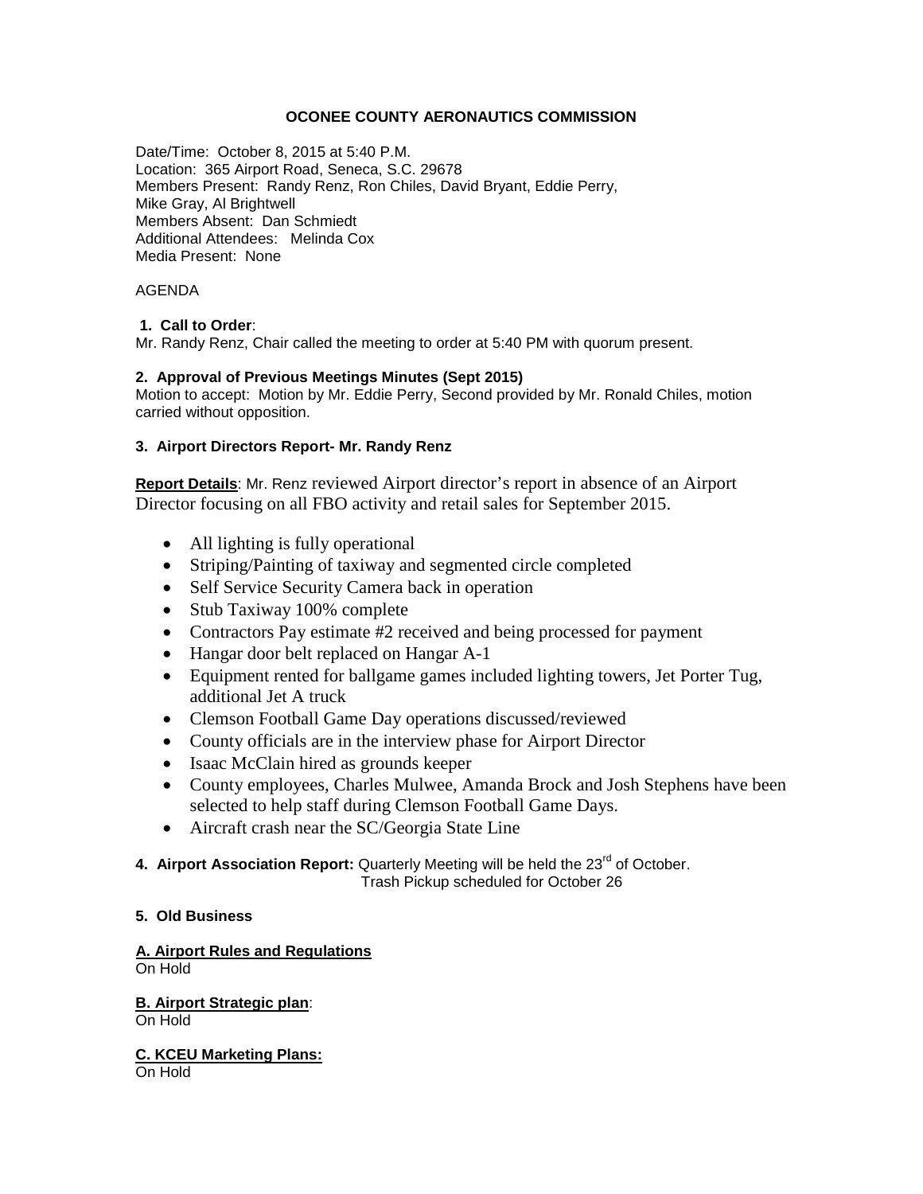**OCONEE COUNTY AERONAUTICS COMMISSION**

Date/Time: October 8, 2015 at 5:40 P.M.
Location: 365 Airport Road, Seneca, S.C. 29678
Members Present: Randy Renz, Ron Chiles, David Bryant, Eddie Perry, Mike Gray, Al Brightwell
Members Absent: Dan Schmiedt
Additional Attendees: Melinda Cox
Media Present: None

AGENDA

**1. Call to Order**:
Mr. Randy Renz, Chair called the meeting to order at 5:40 PM with quorum present.

**2. Approval of Previous Meetings Minutes (Sept 2015)**
Motion to accept: Motion by Mr. Eddie Perry, Second provided by Mr. Ronald Chiles, motion carried without opposition.

**3. Airport Directors Report- Mr. Randy Renz**

**Report Details**: Mr. Renz reviewed Airport director's report in absence of an Airport Director focusing on all FBO activity and retail sales for September 2015.

- All lighting is fully operational
- Striping/Painting of taxiway and segmented circle completed
- Self Service Security Camera back in operation
- Stub Taxiway 100% complete
- Contractors Pay estimate #2 received and being processed for payment
- Hangar door belt replaced on Hangar A-1
- Equipment rented for ballgame games included lighting towers, Jet Porter Tug, additional Jet A truck
- Clemson Football Game Day operations discussed/reviewed
- County officials are in the interview phase for Airport Director
- Isaac McClain hired as grounds keeper
- County employees, Charles Mulwee, Amanda Brock and Josh Stephens have been selected to help staff during Clemson Football Game Days.
- Aircraft crash near the SC/Georgia State Line

**4. Airport Association Report:** Quarterly Meeting will be held the 23rd of October.
Trash Pickup scheduled for October 26

**5. Old Business**

**A. Airport Rules and Regulations**
On Hold

**B. Airport Strategic plan**:
On Hold

**C. KCEU Marketing Plans:**
On Hold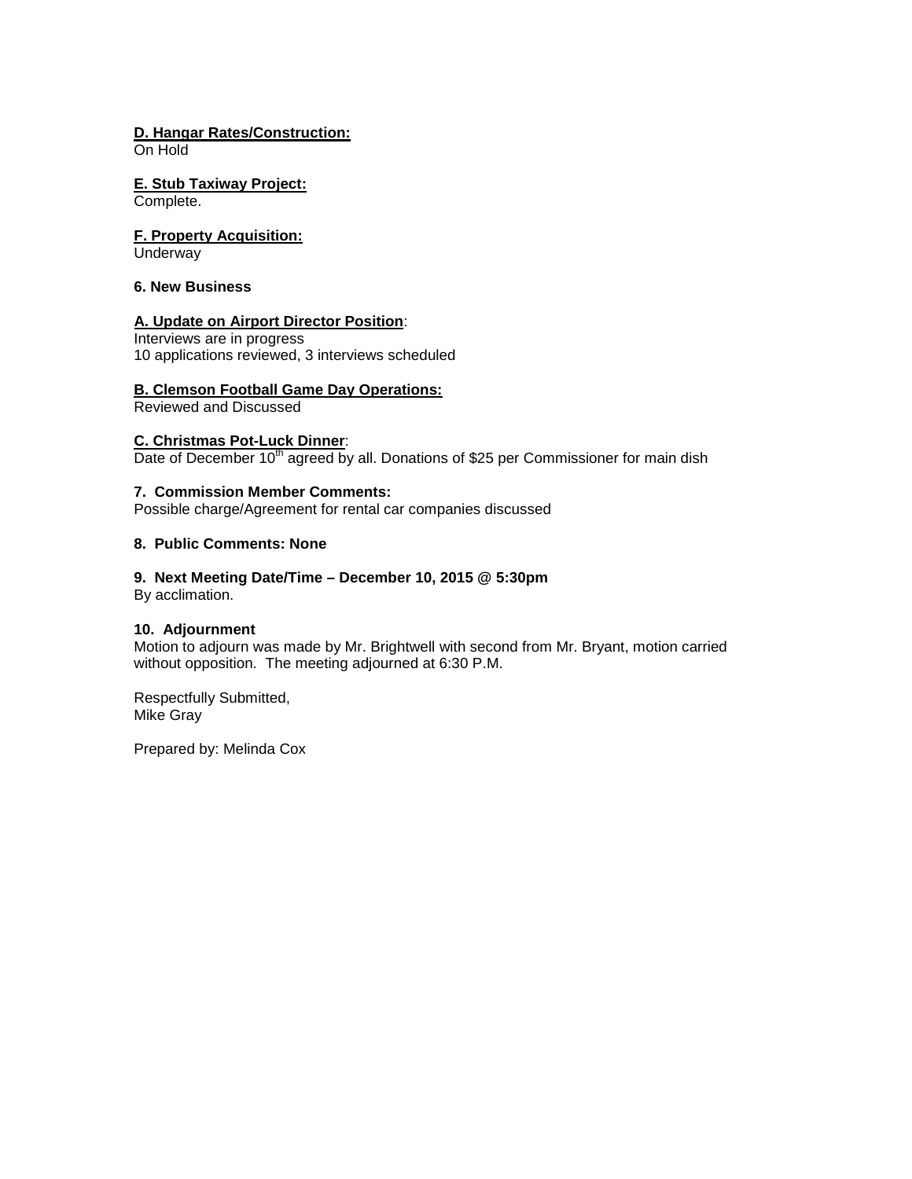**D. Hangar Rates/Construction:**
On Hold

**E. Stub Taxiway Project:**
Complete.

**F. Property Acquisition:**
Underway

**6. New Business**

**A. Update on Airport Director Position**:
Interviews are in progress
10 applications reviewed, 3 interviews scheduled

**B. Clemson Football Game Day Operations:**
Reviewed and Discussed

**C. Christmas Pot-Luck Dinner**:
Date of December 10th agreed by all. Donations of $25 per Commissioner for main dish

**7. Commission Member Comments:**
Possible charge/Agreement for rental car companies discussed

**8. Public Comments: None**

**9. Next Meeting Date/Time – December 10, 2015 @ 5:30pm**
By acclimation.

**10. Adjournment**
Motion to adjourn was made by Mr. Brightwell with second from Mr. Bryant, motion carried without opposition. The meeting adjourned at 6:30 P.M.

Respectfully Submitted,
Mike Gray

Prepared by: Melinda Cox